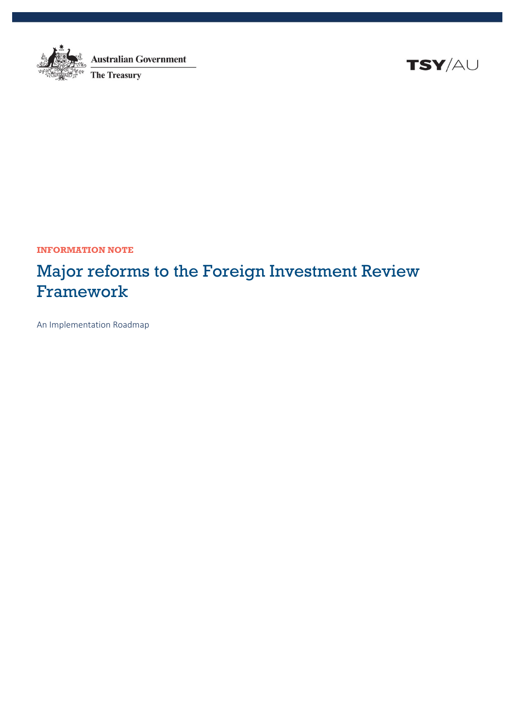Australian Government

The Treasury

TSY/AU

**INFORMATION NOTE**

# Major reforms to the Foreign Investment Review Framework

An Implementation Roadmap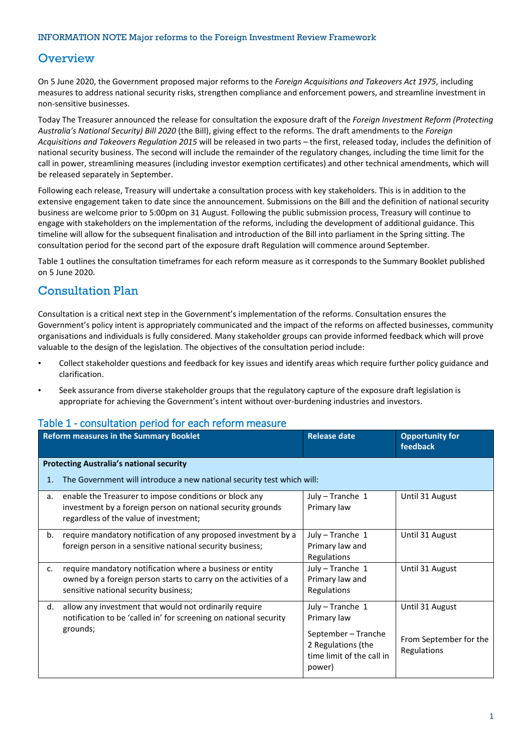INFORMATION NOTE Major reforms to the Foreign Investment Review Framework

## Overview

On 5 June 2020, the Government proposed major reforms to the *Foreign Acquisitions and Takeovers Act 1975*, including measures to address national security risks, strengthen compliance and enforcement powers, and streamline investment in non-sensitive businesses.

Today The Treasurer announced the release for consultation the exposure draft of the *Foreign Investment Reform (Protecting Australia's National Security) Bill 2020* (the Bill), giving effect to the reforms. The draft amendments to the *Foreign Acquisitions and Takeovers Regulation 2015* will be released in two parts – the first, released today, includes the definition of national security business. The second will include the remainder of the regulatory changes, including the time limit for the call in power, streamlining measures (including investor exemption certificates) and other technical amendments, which will be released separately in September.

Following each release, Treasury will undertake a consultation process with key stakeholders. This is in addition to the extensive engagement taken to date since the announcement. Submissions on the Bill and the definition of national security business are welcome prior to 5:00pm on 31 August. Following the public submission process, Treasury will continue to engage with stakeholders on the implementation of the reforms, including the development of additional guidance. This timeline will allow for the subsequent finalisation and introduction of the Bill into parliament in the Spring sitting. The consultation period for the second part of the exposure draft Regulation will commence around September.

Table 1 outlines the consultation timeframes for each reform measure as it corresponds to the Summary Booklet published on 5 June 2020.

## Consultation Plan

Consultation is a critical next step in the Government's implementation of the reforms. Consultation ensures the Government's policy intent is appropriately communicated and the impact of the reforms on affected businesses, community organisations and individuals is fully considered. Many stakeholder groups can provide informed feedback which will prove valuable to the design of the legislation. The objectives of the consultation period include:

- Collect stakeholder questions and feedback for key issues and identify areas which require further policy guidance and clarification.
- Seek assurance from diverse stakeholder groups that the regulatory capture of the exposure draft legislation is appropriate for achieving the Government's intent without over-burdening industries and investors.

### Table 1 - consultation period for each reform measure

| Reform measures in the Summary Booklet | Release date | Opportunity for feedback |
|---|---|---|
| **Protecting Australia's national security** | | |
| 1. The Government will introduce a new national security test which will: | | |
| a. enable the Treasurer to impose conditions or block any investment by a foreign person on national security grounds regardless of the value of investment; | July – Tranche 1 Primary law | Until 31 August |
| b. require mandatory notification of any proposed investment by a foreign person in a sensitive national security business; | July – Tranche 1 Primary law and Regulations | Until 31 August |
| c. require mandatory notification where a business or entity owned by a foreign person starts to carry on the activities of a sensitive national security business; | July – Tranche 1 Primary law and Regulations | Until 31 August |
| d. allow any investment that would not ordinarily require notification to be 'called in' for screening on national security grounds; | July – Tranche 1 Primary law<br><br>September – Tranche 2 Regulations (the time limit of the call in power) | Until 31 August<br><br>From September for the Regulations |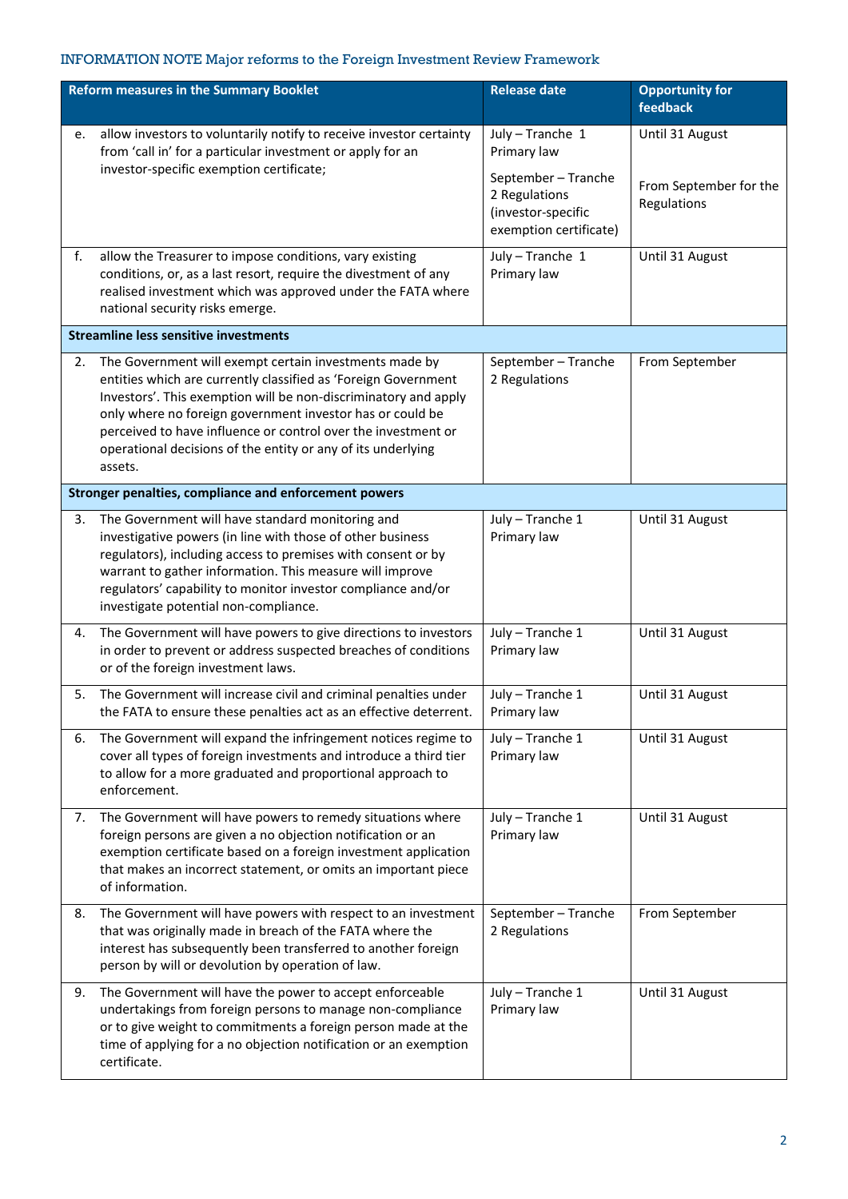INFORMATION NOTE Major reforms to the Foreign Investment Review Framework

| Reform measures in the Summary Booklet | Release date | Opportunity for feedback |
|---|---|---|
| e. allow investors to voluntarily notify to receive investor certainty from 'call in' for a particular investment or apply for an investor-specific exemption certificate; | July – Tranche 1 Primary law<br><br>September – Tranche 2 Regulations (investor-specific exemption certificate) | Until 31 August<br><br>From September for the Regulations |
| f. allow the Treasurer to impose conditions, vary existing conditions, or, as a last resort, require the divestment of any realised investment which was approved under the FATA where national security risks emerge. | July – Tranche 1 Primary law | Until 31 August |
| **Streamline less sensitive investments** | | |
| 2. The Government will exempt certain investments made by entities which are currently classified as 'Foreign Government Investors'. This exemption will be non-discriminatory and apply only where no foreign government investor has or could be perceived to have influence or control over the investment or operational decisions of the entity or any of its underlying assets. | September – Tranche 2 Regulations | From September |
| **Stronger penalties, compliance and enforcement powers** | | |
| 3. The Government will have standard monitoring and investigative powers (in line with those of other business regulators), including access to premises with consent or by warrant to gather information. This measure will improve regulators' capability to monitor investor compliance and/or investigate potential non-compliance. | July – Tranche 1 Primary law | Until 31 August |
| 4. The Government will have powers to give directions to investors in order to prevent or address suspected breaches of conditions or of the foreign investment laws. | July – Tranche 1 Primary law | Until 31 August |
| 5. The Government will increase civil and criminal penalties under the FATA to ensure these penalties act as an effective deterrent. | July – Tranche 1 Primary law | Until 31 August |
| 6. The Government will expand the infringement notices regime to cover all types of foreign investments and introduce a third tier to allow for a more graduated and proportional approach to enforcement. | July – Tranche 1 Primary law | Until 31 August |
| 7. The Government will have powers to remedy situations where foreign persons are given a no objection notification or an exemption certificate based on a foreign investment application that makes an incorrect statement, or omits an important piece of information. | July – Tranche 1 Primary law | Until 31 August |
| 8. The Government will have powers with respect to an investment that was originally made in breach of the FATA where the interest has subsequently been transferred to another foreign person by will or devolution by operation of law. | September – Tranche 2 Regulations | From September |
| 9. The Government will have the power to accept enforceable undertakings from foreign persons to manage non-compliance or to give weight to commitments a foreign person made at the time of applying for a no objection notification or an exemption certificate. | July – Tranche 1 Primary law | Until 31 August |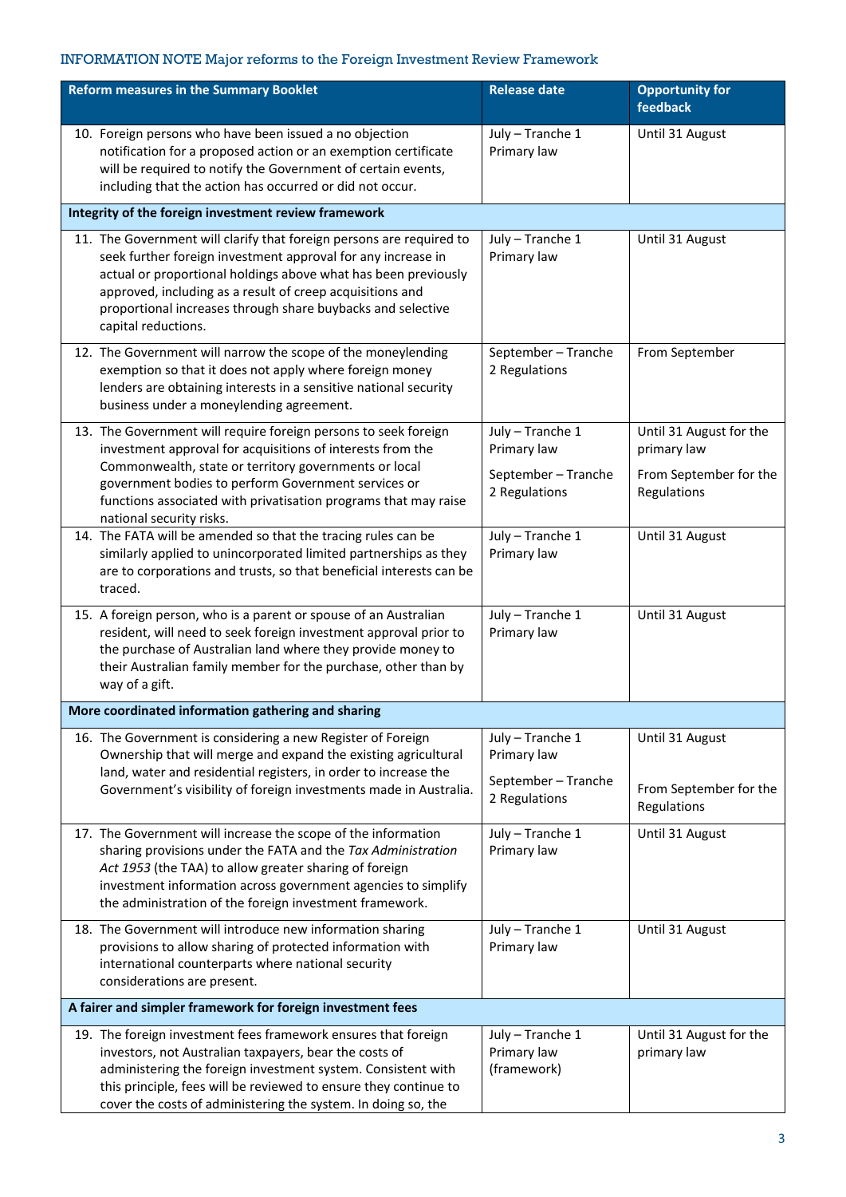INFORMATION NOTE Major reforms to the Foreign Investment Review Framework

| Reform measures in the Summary Booklet | Release date | Opportunity for feedback |
|---|---|---|
| 10. Foreign persons who have been issued a no objection notification for a proposed action or an exemption certificate will be required to notify the Government of certain events, including that the action has occurred or did not occur. | July – Tranche 1 Primary law | Until 31 August |
| **Integrity of the foreign investment review framework** | | |
| 11. The Government will clarify that foreign persons are required to seek further foreign investment approval for any increase in actual or proportional holdings above what has been previously approved, including as a result of creep acquisitions and proportional increases through share buybacks and selective capital reductions. | July – Tranche 1 Primary law | Until 31 August |
| 12. The Government will narrow the scope of the moneylending exemption so that it does not apply where foreign money lenders are obtaining interests in a sensitive national security business under a moneylending agreement. | September – Tranche 2 Regulations | From September |
| 13. The Government will require foreign persons to seek foreign investment approval for acquisitions of interests from the Commonwealth, state or territory governments or local government bodies to perform Government services or functions associated with privatisation programs that may raise national security risks. | July – Tranche 1 Primary law<br><br>September – Tranche 2 Regulations | Until 31 August for the primary law<br><br>From September for the Regulations |
| 14. The FATA will be amended so that the tracing rules can be similarly applied to unincorporated limited partnerships as they are to corporations and trusts, so that beneficial interests can be traced. | July – Tranche 1 Primary law | Until 31 August |
| 15. A foreign person, who is a parent or spouse of an Australian resident, will need to seek foreign investment approval prior to the purchase of Australian land where they provide money to their Australian family member for the purchase, other than by way of a gift. | July – Tranche 1 Primary law | Until 31 August |
| **More coordinated information gathering and sharing** | | |
| 16. The Government is considering a new Register of Foreign Ownership that will merge and expand the existing agricultural land, water and residential registers, in order to increase the Government's visibility of foreign investments made in Australia. | July – Tranche 1 Primary law<br><br>September – Tranche 2 Regulations | Until 31 August<br><br>From September for the Regulations |
| 17. The Government will increase the scope of the information sharing provisions under the FATA and the *Tax Administration Act 1953* (the TAA) to allow greater sharing of foreign investment information across government agencies to simplify the administration of the foreign investment framework. | July – Tranche 1 Primary law | Until 31 August |
| 18. The Government will introduce new information sharing provisions to allow sharing of protected information with international counterparts where national security considerations are present. | July – Tranche 1 Primary law | Until 31 August |
| **A fairer and simpler framework for foreign investment fees** | | |
| 19. The foreign investment fees framework ensures that foreign investors, not Australian taxpayers, bear the costs of administering the foreign investment system. Consistent with this principle, fees will be reviewed to ensure they continue to cover the costs of administering the system. In doing so, the | July – Tranche 1 Primary law (framework) | Until 31 August for the primary law |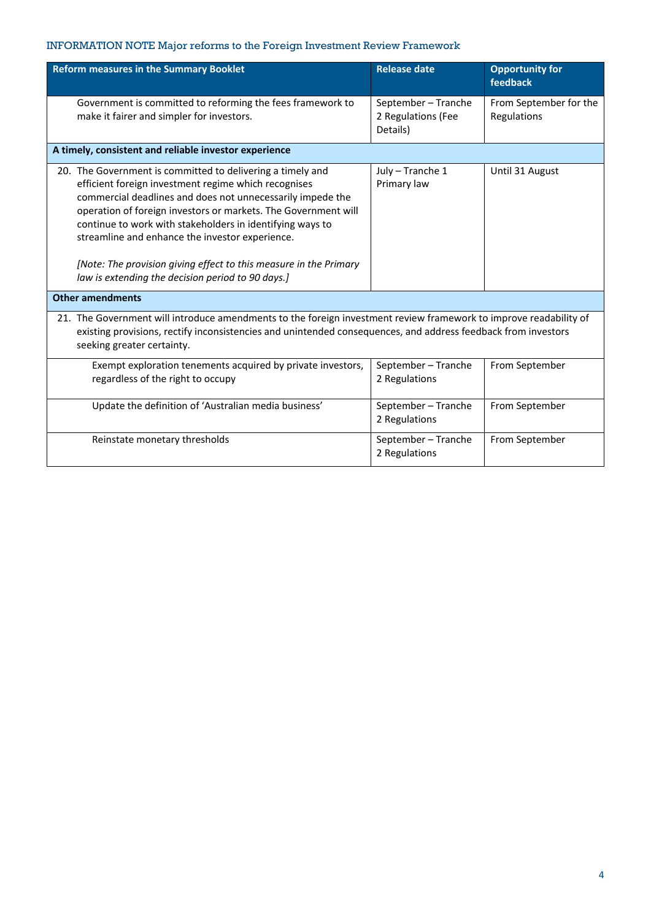| Reform measures in the Summary Booklet | Release date | Opportunity for feedback |
|---|---|---|
| Government is committed to reforming the fees framework to make it fairer and simpler for investors. | September – Tranche 2 Regulations (Fee Details) | From September for the Regulations |
| **A timely, consistent and reliable investor experience** | | |
| 20. The Government is committed to delivering a timely and efficient foreign investment regime which recognises commercial deadlines and does not unnecessarily impede the operation of foreign investors or markets. The Government will continue to work with stakeholders in identifying ways to streamline and enhance the investor experience.<br><br>*[Note: The provision giving effect to this measure in the Primary law is extending the decision period to 90 days.]* | July – Tranche 1 Primary law | Until 31 August |
| **Other amendments** | | |
| 21. The Government will introduce amendments to the foreign investment review framework to improve readability of existing provisions, rectify inconsistencies and unintended consequences, and address feedback from investors seeking greater certainty. | | |
| Exempt exploration tenements acquired by private investors, regardless of the right to occupy | September – Tranche 2 Regulations | From September |
| Update the definition of 'Australian media business' | September – Tranche 2 Regulations | From September |
| Reinstate monetary thresholds | September – Tranche 2 Regulations | From September |